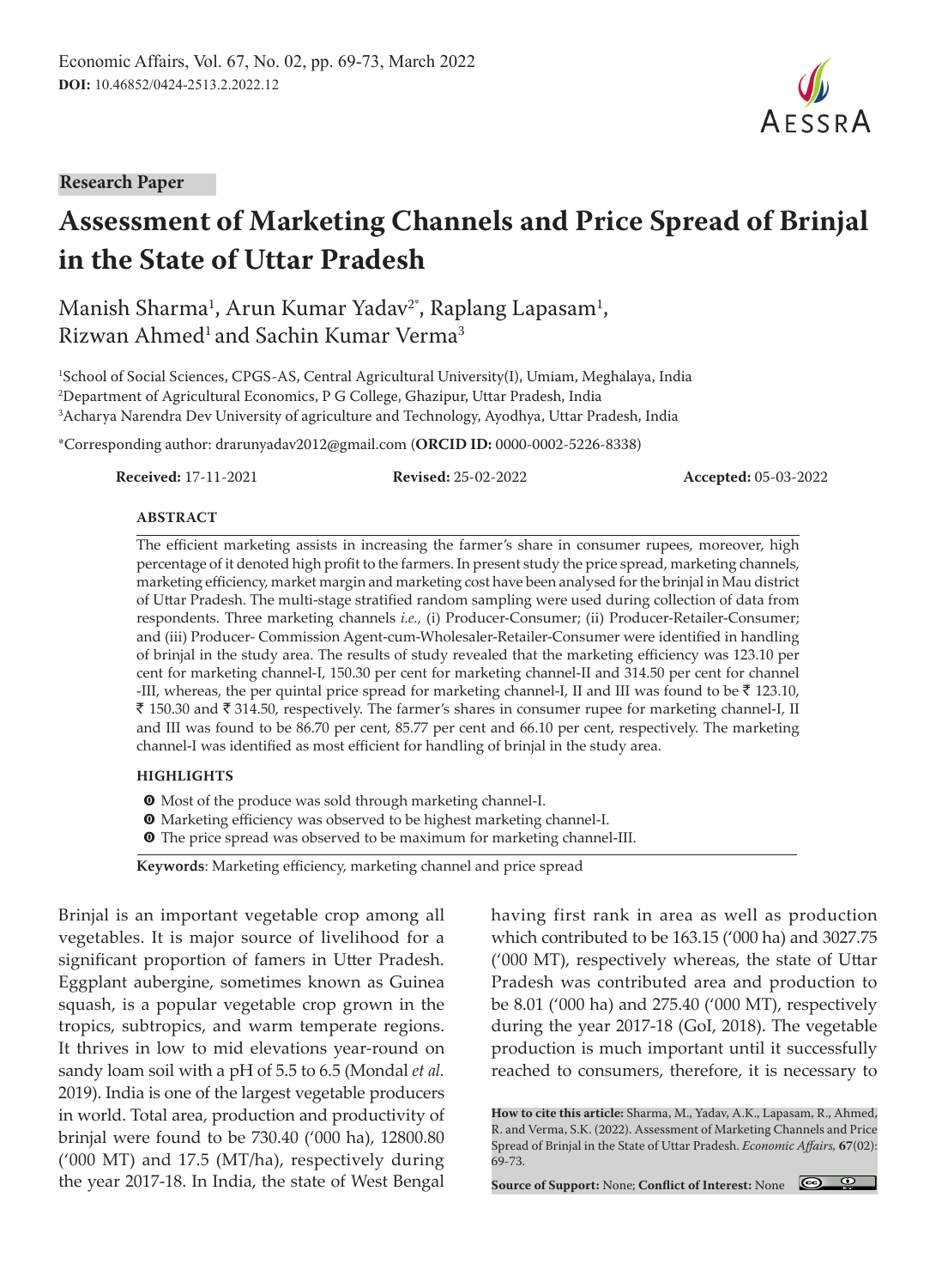Research Paper

# Assessment of Marketing Channels and Price Spread of Brinjal in the State of Uttar Pradesh

Manish Sharma[1], Arun Kumar Yadav[2*], Raplang Lapasam[1], Rizwan Ahmed[1] and Sachin Kumar Verma[3]

[1]School of Social Sciences, CPGS-AS, Central Agricultural University(I), Umiam, Meghalaya, India
[2]Department of Agricultural Economics, P G College, Ghazipur, Uttar Pradesh, India
[3]Acharya Narendra Dev University of agriculture and Technology, Ayodhya, Uttar Pradesh, India

*Corresponding author: drarunyadav2012@gmail.com (**ORCID ID:** 0000-0002-5226-8338)

**Received:** 17-11-2021 **Revised:** 25-02-2022 **Accepted:** 05-03-2022

## ABSTRACT

The efficient marketing assists in increasing the farmer's share in consumer rupees, moreover, high percentage of it denoted high profit to the farmers. In present study the price spread, marketing channels, marketing efficiency, market margin and marketing cost have been analysed for the brinjal in Mau district of Uttar Pradesh. The multi-stage stratified random sampling were used during collection of data from respondents. Three marketing channels *i.e.,* (i) Producer-Consumer; (ii) Producer-Retailer-Consumer; and (iii) Producer- Commission Agent-cum-Wholesaler-Retailer-Consumer were identified in handling of brinjal in the study area. The results of study revealed that the marketing efficiency was 123.10 per cent for marketing channel-I, 150.30 per cent for marketing channel-II and 314.50 per cent for channel -III, whereas, the per quintal price spread for marketing channel-I, II and III was found to be ₹ 123.10, ₹ 150.30 and ₹ 314.50, respectively. The farmer's shares in consumer rupee for marketing channel-I, II and III was found to be 86.70 per cent, 85.77 per cent and 66.10 per cent, respectively. The marketing channel-I was identified as most efficient for handling of brinjal in the study area.

## HIGHLIGHTS

- Most of the produce was sold through marketing channel-I.
- Marketing efficiency was observed to be highest marketing channel-I.
- The price spread was observed to be maximum for marketing channel-III.

**Keywords**: Marketing efficiency, marketing channel and price spread

Brinjal is an important vegetable crop among all vegetables. It is major source of livelihood for a significant proportion of famers in Utter Pradesh. Eggplant aubergine, sometimes known as Guinea squash, is a popular vegetable crop grown in the tropics, subtropics, and warm temperate regions. It thrives in low to mid elevations year-round on sandy loam soil with a pH of 5.5 to 6.5 (Mondal *et al.* 2019). India is one of the largest vegetable producers in world. Total area, production and productivity of brinjal were found to be 730.40 ('000 ha), 12800.80 ('000 MT) and 17.5 (MT/ha), respectively during the year 2017-18. In India, the state of West Bengal having first rank in area as well as production which contributed to be 163.15 ('000 ha) and 3027.75 ('000 MT), respectively whereas, the state of Uttar Pradesh was contributed area and production to be 8.01 ('000 ha) and 275.40 ('000 MT), respectively during the year 2017-18 (GoI, 2018). The vegetable production is much important until it successfully reached to consumers, therefore, it is necessary to

**How to cite this article:** Sharma, M., Yadav, A.K., Lapasam, R., Ahmed, R. and Verma, S.K. (2022). Assessment of Marketing Channels and Price Spread of Brinjal in the State of Uttar Pradesh. *Economic Affairs,* **67**(02): 69-73.

**Source of Support:** None; **Conflict of Interest:** None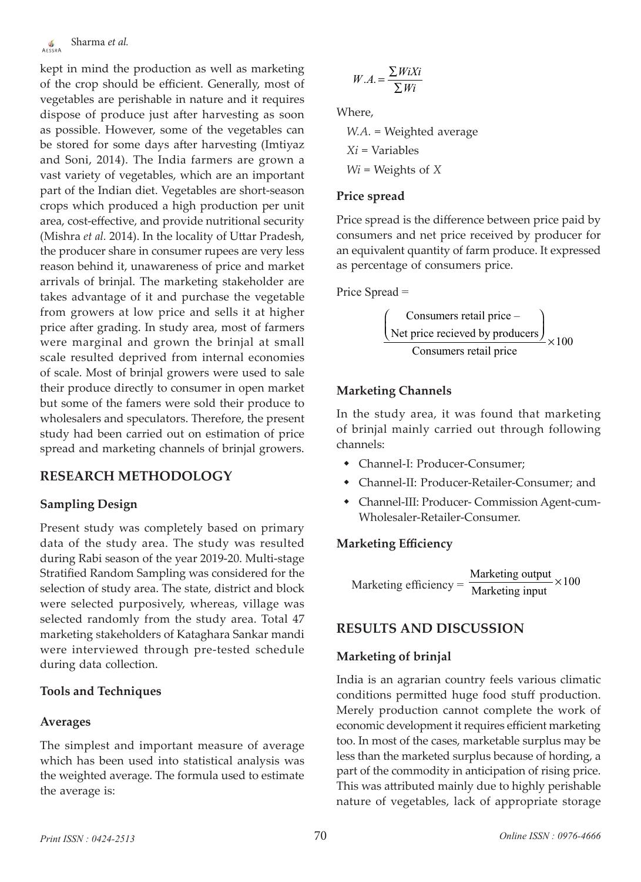kept in mind the production as well as marketing of the crop should be efficient. Generally, most of vegetables are perishable in nature and it requires dispose of produce just after harvesting as soon as possible. However, some of the vegetables can be stored for some days after harvesting (Imtiyaz and Soni, 2014). The India farmers are grown a vast variety of vegetables, which are an important part of the Indian diet. Vegetables are short-season crops which produced a high production per unit area, cost-effective, and provide nutritional security (Mishra *et al.* 2014). In the locality of Uttar Pradesh, the producer share in consumer rupees are very less reason behind it, unawareness of price and market arrivals of brinjal. The marketing stakeholder are takes advantage of it and purchase the vegetable from growers at low price and sells it at higher price after grading. In study area, most of farmers were marginal and grown the brinjal at small scale resulted deprived from internal economies of scale. Most of brinjal growers were used to sale their produce directly to consumer in open market but some of the famers were sold their produce to wholesalers and speculators. Therefore, the present study had been carried out on estimation of price spread and marketing channels of brinjal growers.

## RESEARCH METHODOLOGY

### Sampling Design

Present study was completely based on primary data of the study area. The study was resulted during Rabi season of the year 2019-20. Multi-stage Stratified Random Sampling was considered for the selection of study area. The state, district and block were selected purposively, whereas, village was selected randomly from the study area. Total 47 marketing stakeholders of Kataghara Sankar mandi were interviewed through pre-tested schedule during data collection.

### Tools and Techniques

### Averages

The simplest and important measure of average which has been used into statistical analysis was the weighted average. The formula used to estimate the average is:

$$W.A. = \frac{\sum WiXi}{\sum Wi}$$

Where,

$W.A.$ = Weighted average

$Xi$ = Variables

$Wi$ = Weights of $X$

### Price spread

Price spread is the difference between price paid by consumers and net price received by producer for an equivalent quantity of farm produce. It expressed as percentage of consumers price.

Price Spread =

$$\frac{\left(\begin{array}{c}\text{Consumers retail price} - \\ \text{Net price recieved by producers}\end{array}\right)}{\text{Consumers retail price}} \times 100$$

### Marketing Channels

In the study area, it was found that marketing of brinjal mainly carried out through following channels:

- Channel-I: Producer-Consumer;
- Channel-II: Producer-Retailer-Consumer; and
- Channel-III: Producer- Commission Agent-cum-Wholesaler-Retailer-Consumer.

### Marketing Efficiency

$$\text{Marketing efficiency} = \frac{\text{Marketing output}}{\text{Marketing input}} \times 100$$

## RESULTS AND DISCUSSION

### Marketing of brinjal

India is an agrarian country feels various climatic conditions permitted huge food stuff production. Merely production cannot complete the work of economic development it requires efficient marketing too. In most of the cases, marketable surplus may be less than the marketed surplus because of hording, a part of the commodity in anticipation of rising price. This was attributed mainly due to highly perishable nature of vegetables, lack of appropriate storage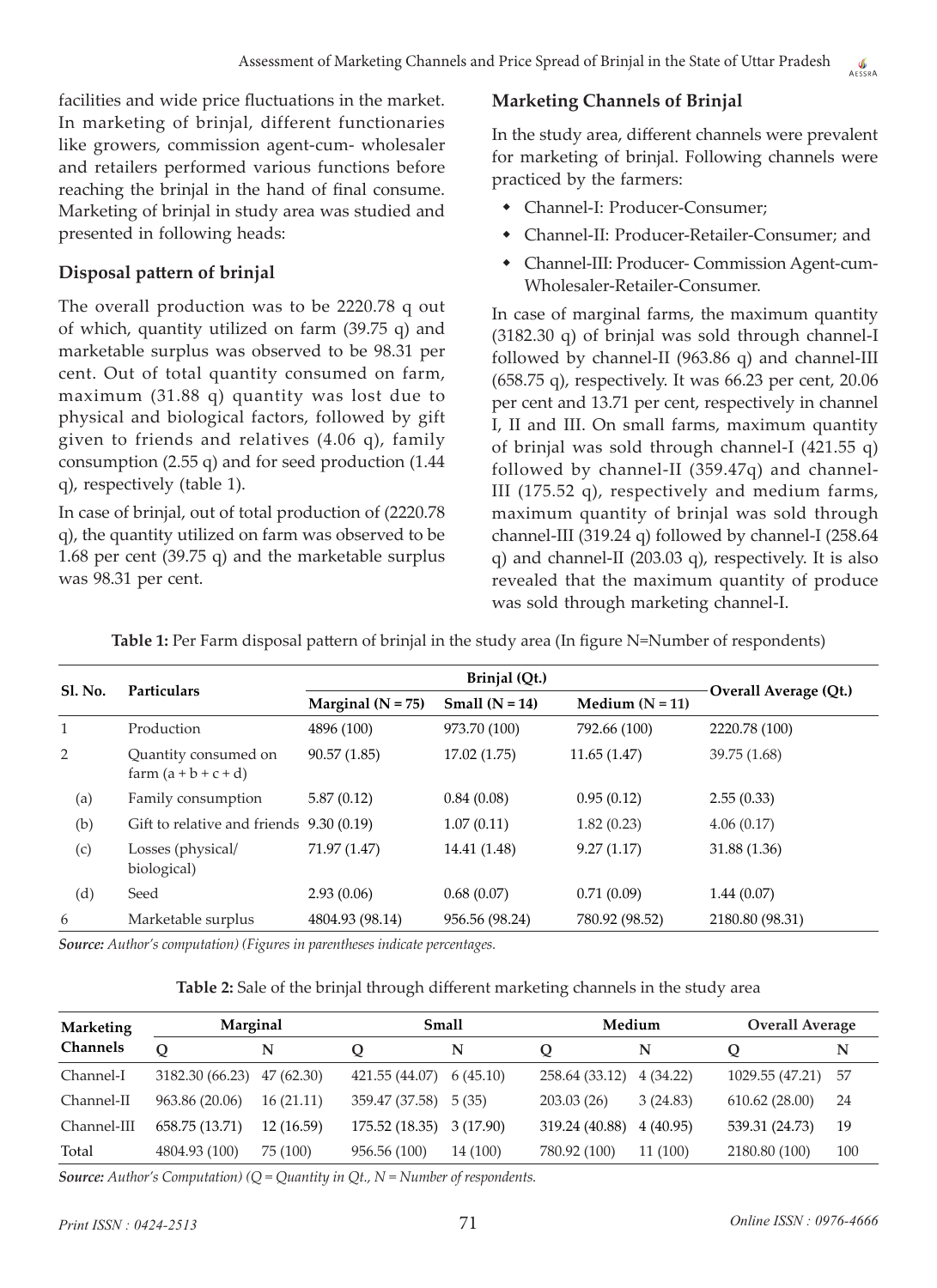facilities and wide price fluctuations in the market. In marketing of brinjal, different functionaries like growers, commission agent-cum- wholesaler and retailers performed various functions before reaching the brinjal in the hand of final consume. Marketing of brinjal in study area was studied and presented in following heads:

## Disposal pattern of brinjal

The overall production was to be 2220.78 q out of which, quantity utilized on farm (39.75 q) and marketable surplus was observed to be 98.31 per cent. Out of total quantity consumed on farm, maximum (31.88 q) quantity was lost due to physical and biological factors, followed by gift given to friends and relatives (4.06 q), family consumption (2.55 q) and for seed production (1.44 q), respectively (table 1).

In case of brinjal, out of total production of (2220.78 q), the quantity utilized on farm was observed to be 1.68 per cent (39.75 q) and the marketable surplus was 98.31 per cent.

## Marketing Channels of Brinjal

In the study area, different channels were prevalent for marketing of brinjal. Following channels were practiced by the farmers:

- Channel-I: Producer-Consumer;
- Channel-II: Producer-Retailer-Consumer; and
- Channel-III: Producer- Commission Agent-cum-Wholesaler-Retailer-Consumer.

In case of marginal farms, the maximum quantity (3182.30 q) of brinjal was sold through channel-I followed by channel-II (963.86 q) and channel-III (658.75 q), respectively. It was 66.23 per cent, 20.06 per cent and 13.71 per cent, respectively in channel I, II and III. On small farms, maximum quantity of brinjal was sold through channel-I (421.55 q) followed by channel-II (359.47q) and channel-III (175.52 q), respectively and medium farms, maximum quantity of brinjal was sold through channel-III (319.24 q) followed by channel-I (258.64 q) and channel-II (203.03 q), respectively. It is also revealed that the maximum quantity of produce was sold through marketing channel-I.

**Table 1:** Per Farm disposal pattern of brinjal in the study area (In figure N=Number of respondents)

| Sl. No. | Particulars | Brinjal (Qt.) | | | Overall Average (Qt.) |
|---|---|---|---|---|---|
| | | Marginal (N = 75) | Small (N = 14) | Medium (N = 11) | |
| 1 | Production | 4896 (100) | 973.70 (100) | 792.66 (100) | 2220.78 (100) |
| 2 | Quantity consumed on farm (a + b + c + d) | 90.57 (1.85) | 17.02 (1.75) | 11.65 (1.47) | 39.75 (1.68) |
| (a) | Family consumption | 5.87 (0.12) | 0.84 (0.08) | 0.95 (0.12) | 2.55 (0.33) |
| (b) | Gift to relative and friends | 9.30 (0.19) | 1.07 (0.11) | 1.82 (0.23) | 4.06 (0.17) |
| (c) | Losses (physical/ biological) | 71.97 (1.47) | 14.41 (1.48) | 9.27 (1.17) | 31.88 (1.36) |
| (d) | Seed | 2.93 (0.06) | 0.68 (0.07) | 0.71 (0.09) | 1.44 (0.07) |
| 6 | Marketable surplus | 4804.93 (98.14) | 956.56 (98.24) | 780.92 (98.52) | 2180.80 (98.31) |

***Source:*** *Author's computation) (Figures in parentheses indicate percentages.*

**Table 2:** Sale of the brinjal through different marketing channels in the study area

| Marketing Channels | Marginal | | Small | | Medium | | Overall Average | |
|---|---|---|---|---|---|---|---|---|
| | Q | N | Q | N | Q | N | Q | N |
| Channel-I | 3182.30 (66.23) | 47 (62.30) | 421.55 (44.07) | 6 (45.10) | 258.64 (33.12) | 4 (34.22) | 1029.55 (47.21) | 57 |
| Channel-II | 963.86 (20.06) | 16 (21.11) | 359.47 (37.58) | 5 (35) | 203.03 (26) | 3 (24.83) | 610.62 (28.00) | 24 |
| Channel-III | 658.75 (13.71) | 12 (16.59) | 175.52 (18.35) | 3 (17.90) | 319.24 (40.88) | 4 (40.95) | 539.31 (24.73) | 19 |
| Total | 4804.93 (100) | 75 (100) | 956.56 (100) | 14 (100) | 780.92 (100) | 11 (100) | 2180.80 (100) | 100 |

***Source:*** *Author's Computation) (Q = Quantity in Qt., N = Number of respondents.*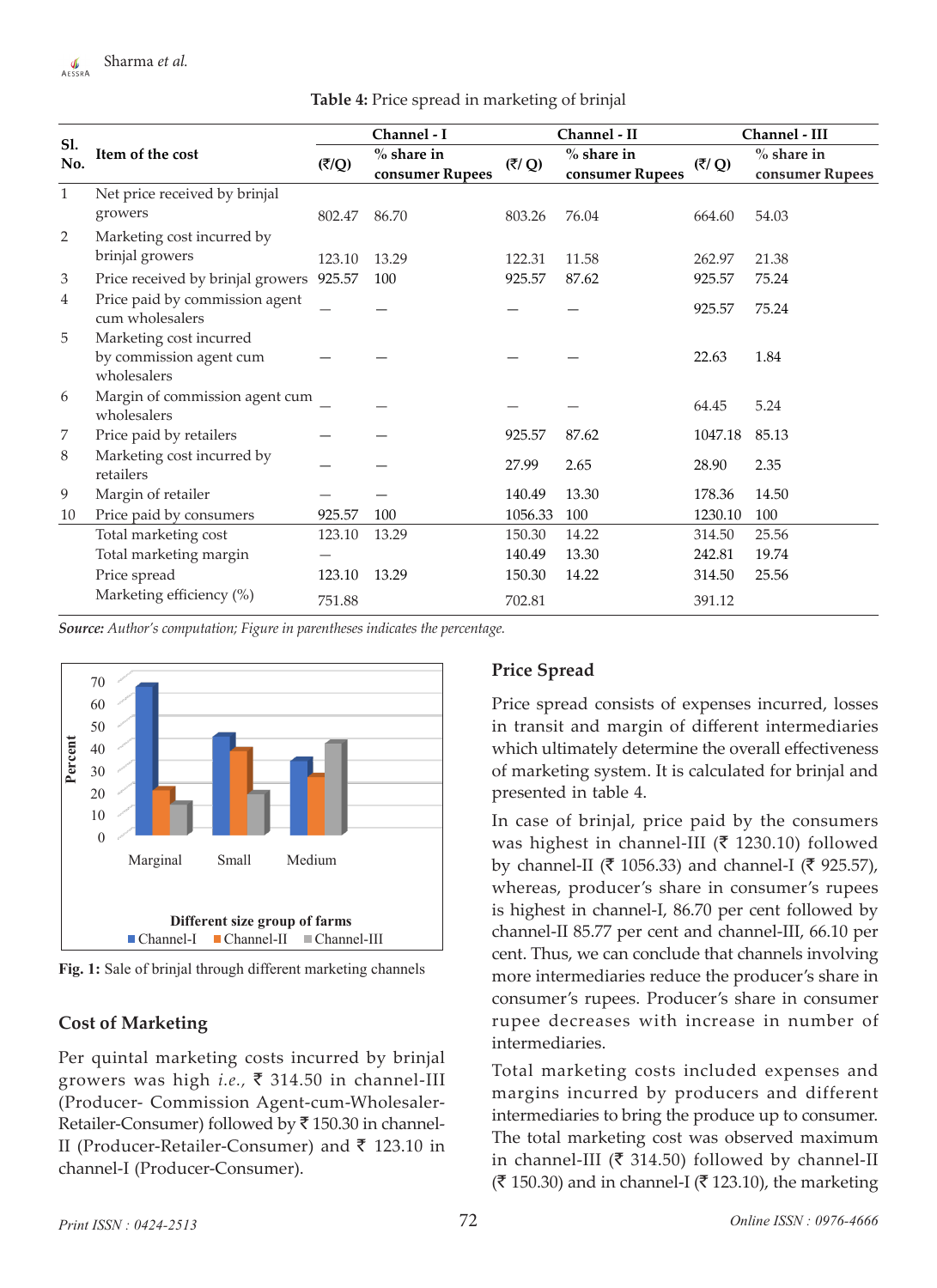**Table 4:** Price spread in marketing of brinjal

| Sl. No. | Item of the cost | Channel - I | | Channel - II | | Channel - III | |
|---|---|---|---|---|---|---|---|
| | | (₹/Q) | % share in consumer Rupees | (₹/ Q) | % share in consumer Rupees | (₹/ Q) | % share in consumer Rupees |
| 1 | Net price received by brinjal growers | 802.47 | 86.70 | 803.26 | 76.04 | 664.60 | 54.03 |
| 2 | Marketing cost incurred by brinjal growers | 123.10 | 13.29 | 122.31 | 11.58 | 262.97 | 21.38 |
| 3 | Price received by brinjal growers | 925.57 | 100 | 925.57 | 87.62 | 925.57 | 75.24 |
| 4 | Price paid by commission agent cum wholesalers | – | – | – | – | 925.57 | 75.24 |
| 5 | Marketing cost incurred by commission agent cum wholesalers | – | – | – | – | 22.63 | 1.84 |
| 6 | Margin of commission agent cum wholesalers | – | – | – | – | 64.45 | 5.24 |
| 7 | Price paid by retailers | – | – | 925.57 | 87.62 | 1047.18 | 85.13 |
| 8 | Marketing cost incurred by retailers | – | – | 27.99 | 2.65 | 28.90 | 2.35 |
| 9 | Margin of retailer | – | – | 140.49 | 13.30 | 178.36 | 14.50 |
| 10 | Price paid by consumers | 925.57 | 100 | 1056.33 | 100 | 1230.10 | 100 |
| | Total marketing cost | 123.10 | 13.29 | 150.30 | 14.22 | 314.50 | 25.56 |
| | Total marketing margin | – | | 140.49 | 13.30 | 242.81 | 19.74 |
| | Price spread | 123.10 | 13.29 | 150.30 | 14.22 | 314.50 | 25.56 |
| | Marketing efficiency (%) | 751.88 | | 702.81 | | 391.12 | |

***Source:*** *Author's computation; Figure in parentheses indicates the percentage.*

**Fig. 1:** Sale of brinjal through different marketing channels

## Cost of Marketing

Per quintal marketing costs incurred by brinjal growers was high *i.e.,* ₹ 314.50 in channel-III (Producer- Commission Agent-cum-Wholesaler-Retailer-Consumer) followed by ₹ 150.30 in channel-II (Producer-Retailer-Consumer) and ₹ 123.10 in channel-I (Producer-Consumer).

## Price Spread

Price spread consists of expenses incurred, losses in transit and margin of different intermediaries which ultimately determine the overall effectiveness of marketing system. It is calculated for brinjal and presented in table 4.

In case of brinjal, price paid by the consumers was highest in channel-III (₹ 1230.10) followed by channel-II (₹ 1056.33) and channel-I (₹ 925.57), whereas, producer's share in consumer's rupees is highest in channel-I, 86.70 per cent followed by channel-II 85.77 per cent and channel-III, 66.10 per cent. Thus, we can conclude that channels involving more intermediaries reduce the producer's share in consumer's rupees. Producer's share in consumer rupee decreases with increase in number of intermediaries.

Total marketing costs included expenses and margins incurred by producers and different intermediaries to bring the produce up to consumer. The total marketing cost was observed maximum in channel-III (₹ 314.50) followed by channel-II (₹ 150.30) and in channel-I (₹ 123.10), the marketing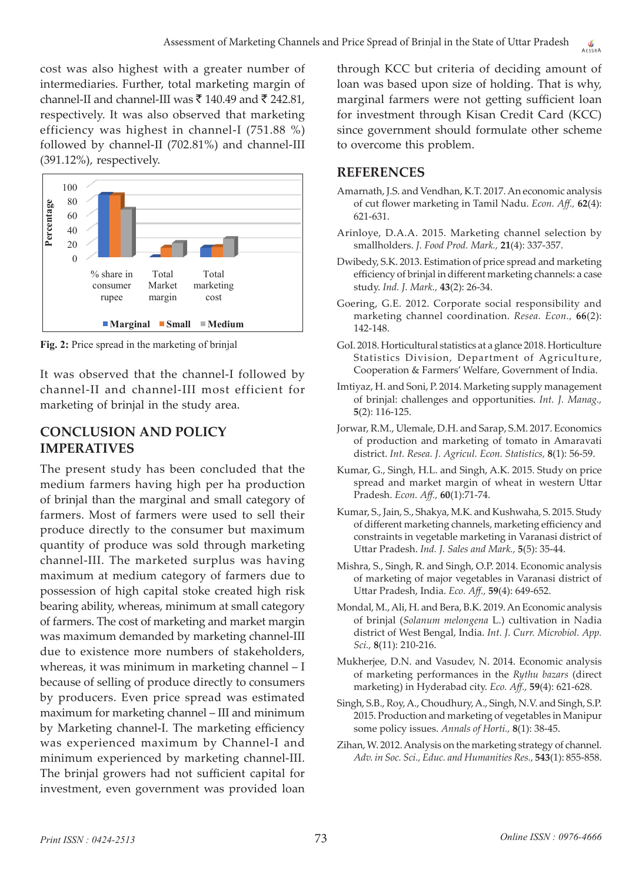cost was also highest with a greater number of intermediaries. Further, total marketing margin of channel-II and channel-III was ₹ 140.49 and ₹ 242.81, respectively. It was also observed that marketing efficiency was highest in channel-I (751.88 %) followed by channel-II (702.81%) and channel-III (391.12%), respectively.

Percentage

100
80
60
40
20
0

% share in consumer rupee
Total Market margin
Total marketing cost

Marginal
Small
Medium

**Fig. 2:** Price spread in the marketing of brinjal

It was observed that the channel-I followed by channel-II and channel-III most efficient for marketing of brinjal in the study area.

## CONCLUSION AND POLICY IMPERATIVES

The present study has been concluded that the medium farmers having high per ha production of brinjal than the marginal and small category of farmers. Most of farmers were used to sell their produce directly to the consumer but maximum quantity of produce was sold through marketing channel-III. The marketed surplus was having maximum at medium category of farmers due to possession of high capital stoke created high risk bearing ability, whereas, minimum at small category of farmers. The cost of marketing and market margin was maximum demanded by marketing channel-III due to existence more numbers of stakeholders, whereas, it was minimum in marketing channel – I because of selling of produce directly to consumers by producers. Even price spread was estimated maximum for marketing channel – III and minimum by Marketing channel-I. The marketing efficiency was experienced maximum by Channel-I and minimum experienced by marketing channel-III. The brinjal growers had not sufficient capital for investment, even government was provided loan through KCC but criteria of deciding amount of loan was based upon size of holding. That is why, marginal farmers were not getting sufficient loan for investment through Kisan Credit Card (KCC) since government should formulate other scheme to overcome this problem.

## REFERENCES

Amarnath, J.S. and Vendhan, K.T. 2017. An economic analysis of cut flower marketing in Tamil Nadu. *Econ. Aff.*, **62**(4): 621-631.

Arinloye, D.A.A. 2015. Marketing channel selection by smallholders. *J. Food Prod. Mark.*, **21**(4): 337-357.

Dwibedy, S.K. 2013. Estimation of price spread and marketing efficiency of brinjal in different marketing channels: a case study. *Ind. J. Mark.*, **43**(2): 26-34.

Goering, G.E. 2012. Corporate social responsibility and marketing channel coordination. *Resea. Econ.*, **66**(2): 142-148.

GoI. 2018. Horticultural statistics at a glance 2018. Horticulture Statistics Division, Department of Agriculture, Cooperation & Farmers' Welfare, Government of India.

Imtiyaz, H. and Soni, P. 2014. Marketing supply management of brinjal: challenges and opportunities. *Int. J. Manag.*, **5**(2): 116-125.

Jorwar, R.M., Ulemale, D.H. and Sarap, S.M. 2017. Economics of production and marketing of tomato in Amaravati district. *Int. Resea. J. Agricul. Econ. Statistics*, **8**(1): 56-59.

Kumar, G., Singh, H.L. and Singh, A.K. 2015. Study on price spread and market margin of wheat in western Uttar Pradesh. *Econ. Aff.*, **60**(1):71-74.

Kumar, S., Jain, S., Shakya, M.K. and Kushwaha, S. 2015. Study of different marketing channels, marketing efficiency and constraints in vegetable marketing in Varanasi district of Uttar Pradesh. *Ind. J. Sales and Mark.*, **5**(5): 35-44.

Mishra, S., Singh, R. and Singh, O.P. 2014. Economic analysis of marketing of major vegetables in Varanasi district of Uttar Pradesh, India. *Eco. Aff.*, **59**(4): 649-652.

Mondal, M., Ali, H. and Bera, B.K. 2019. An Economic analysis of brinjal (*Solanum melongena* L.) cultivation in Nadia district of West Bengal, India. *Int. J. Curr. Microbiol. App. Sci.*, **8**(11): 210-216.

Mukherjee, D.N. and Vasudev, N. 2014. Economic analysis of marketing performances in the *Rythu bazars* (direct marketing) in Hyderabad city. *Eco. Aff.*, **59**(4): 621-628.

Singh, S.B., Roy, A., Choudhury, A., Singh, N.V. and Singh, S.P. 2015. Production and marketing of vegetables in Manipur some policy issues. *Annals of Horti.*, **8**(1): 38-45.

Zihan, W. 2012. Analysis on the marketing strategy of channel. *Adv. in Soc. Sci., Educ. and Humanities Res.*, **543**(1): 855-858.